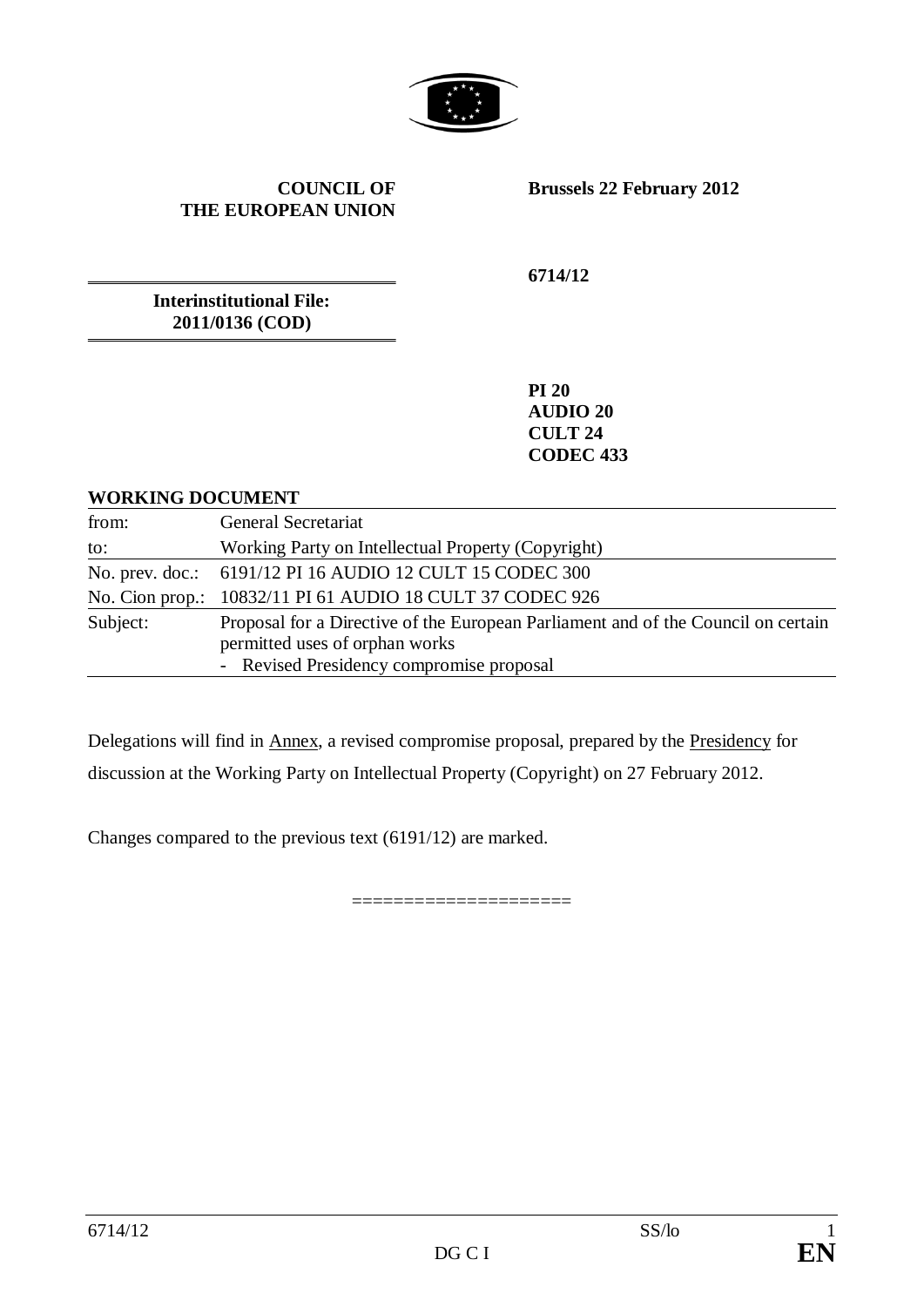**COUNCIL OF THE EUROPEAN UNION**

**Brussels 22 February 2012**

**Interinstitutional File: 2011/0136 (COD)**

**6714/12**

**PI 20**
**AUDIO 20**
**CULT 24**
**CODEC 433**

**WORKING DOCUMENT**

| | |
|---|---|
| from: | General Secretariat |
| to: | Working Party on Intellectual Property (Copyright) |
| No. prev. doc.: | 6191/12 PI 16 AUDIO 12 CULT 15 CODEC 300 |
| No. Cion prop.: | 10832/11 PI 61 AUDIO 18 CULT 37 CODEC 926 |
| Subject: | Proposal for a Directive of the European Parliament and of the Council on certain permitted uses of orphan works<br>- Revised Presidency compromise proposal |

Delegations will find in Annex, a revised compromise proposal, prepared by the Presidency for discussion at the Working Party on Intellectual Property (Copyright) on 27 February 2012.

Changes compared to the previous text (6191/12) are marked.

====================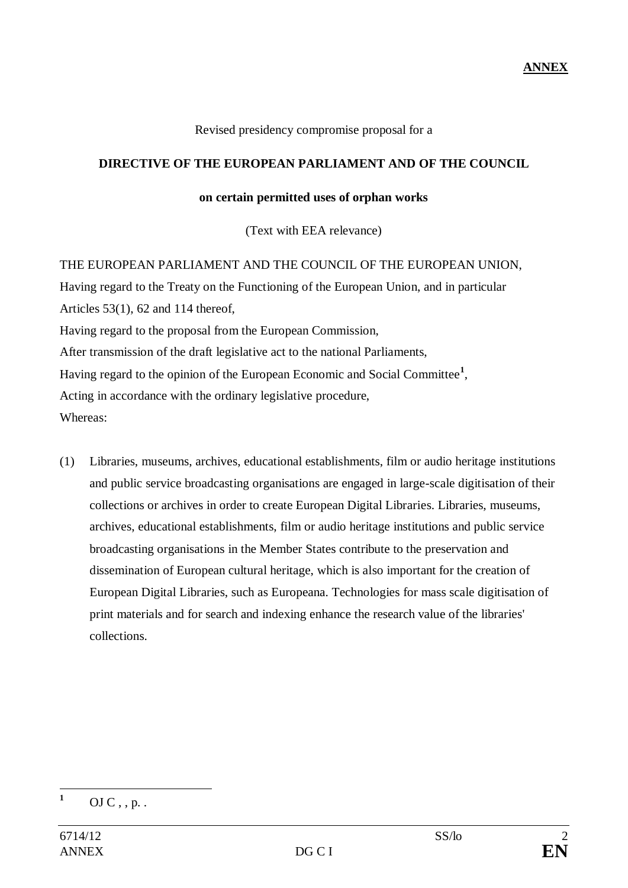**ANNEX**

Revised presidency compromise proposal for a

**DIRECTIVE OF THE EUROPEAN PARLIAMENT AND OF THE COUNCIL**

**on certain permitted uses of orphan works**

(Text with EEA relevance)

THE EUROPEAN PARLIAMENT AND THE COUNCIL OF THE EUROPEAN UNION,

Having regard to the Treaty on the Functioning of the European Union, and in particular Articles 53(1), 62 and 114 thereof,

Having regard to the proposal from the European Commission,

After transmission of the draft legislative act to the national Parliaments,

Having regard to the opinion of the European Economic and Social Committee[1],

Acting in accordance with the ordinary legislative procedure,

Whereas:

(1) Libraries, museums, archives, educational establishments, film or audio heritage institutions and public service broadcasting organisations are engaged in large-scale digitisation of their collections or archives in order to create European Digital Libraries. Libraries, museums, archives, educational establishments, film or audio heritage institutions and public service broadcasting organisations in the Member States contribute to the preservation and dissemination of European cultural heritage, which is also important for the creation of European Digital Libraries, such as Europeana. Technologies for mass scale digitisation of print materials and for search and indexing enhance the research value of the libraries' collections.

[1] OJ C , , p. .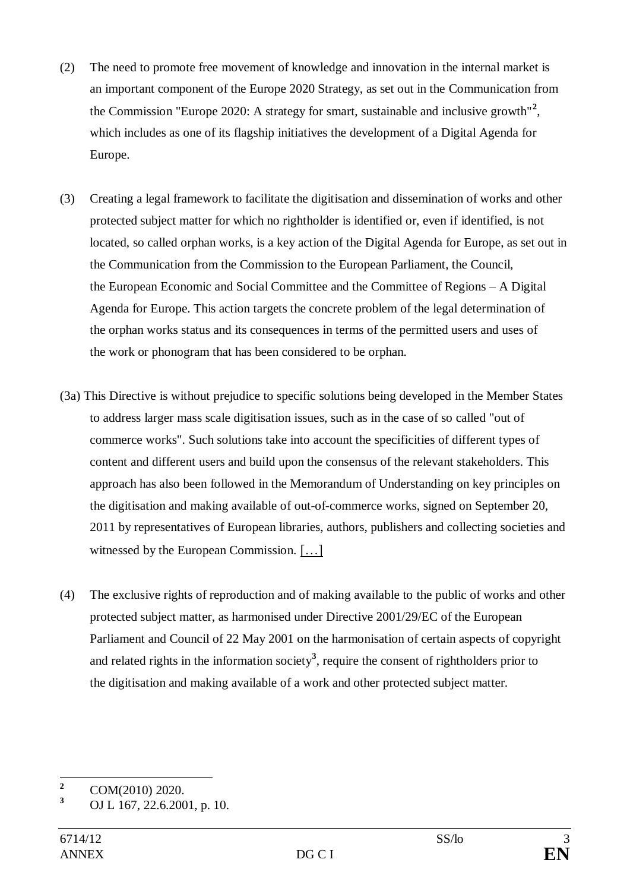(2) The need to promote free movement of knowledge and innovation in the internal market is an important component of the Europe 2020 Strategy, as set out in the Communication from the Commission "Europe 2020: A strategy for smart, sustainable and inclusive growth"[2], which includes as one of its flagship initiatives the development of a Digital Agenda for Europe.

(3) Creating a legal framework to facilitate the digitisation and dissemination of works and other protected subject matter for which no rightholder is identified or, even if identified, is not located, so called orphan works, is a key action of the Digital Agenda for Europe, as set out in the Communication from the Commission to the European Parliament, the Council, the European Economic and Social Committee and the Committee of Regions – A Digital Agenda for Europe. This action targets the concrete problem of the legal determination of the orphan works status and its consequences in terms of the permitted users and uses of the work or phonogram that has been considered to be orphan.

(3a) This Directive is without prejudice to specific solutions being developed in the Member States to address larger mass scale digitisation issues, such as in the case of so called "out of commerce works". Such solutions take into account the specificities of different types of content and different users and build upon the consensus of the relevant stakeholders. This approach has also been followed in the Memorandum of Understanding on key principles on the digitisation and making available of out-of-commerce works, signed on September 20, 2011 by representatives of European libraries, authors, publishers and collecting societies and witnessed by the European Commission. […]

(4) The exclusive rights of reproduction and of making available to the public of works and other protected subject matter, as harmonised under Directive 2001/29/EC of the European Parliament and Council of 22 May 2001 on the harmonisation of certain aspects of copyright and related rights in the information society[3], require the consent of rightholders prior to the digitisation and making available of a work and other protected subject matter.

---

[2] COM(2010) 2020.

[3] OJ L 167, 22.6.2001, p. 10.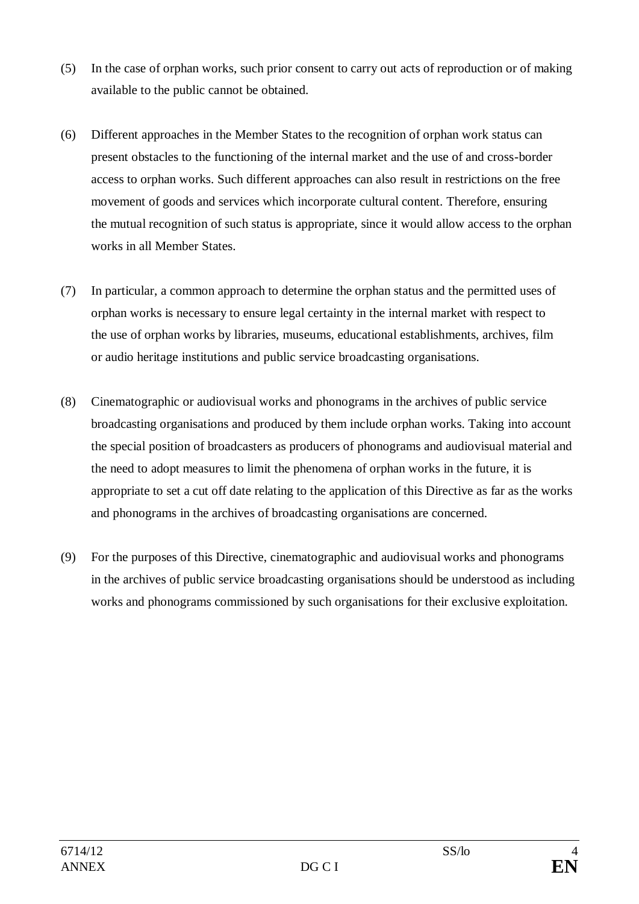(5) In the case of orphan works, such prior consent to carry out acts of reproduction or of making available to the public cannot be obtained.

(6) Different approaches in the Member States to the recognition of orphan work status can present obstacles to the functioning of the internal market and the use of and cross-border access to orphan works. Such different approaches can also result in restrictions on the free movement of goods and services which incorporate cultural content. Therefore, ensuring the mutual recognition of such status is appropriate, since it would allow access to the orphan works in all Member States.

(7) In particular, a common approach to determine the orphan status and the permitted uses of orphan works is necessary to ensure legal certainty in the internal market with respect to the use of orphan works by libraries, museums, educational establishments, archives, film or audio heritage institutions and public service broadcasting organisations.

(8) Cinematographic or audiovisual works and phonograms in the archives of public service broadcasting organisations and produced by them include orphan works. Taking into account the special position of broadcasters as producers of phonograms and audiovisual material and the need to adopt measures to limit the phenomena of orphan works in the future, it is appropriate to set a cut off date relating to the application of this Directive as far as the works and phonograms in the archives of broadcasting organisations are concerned.

(9) For the purposes of this Directive, cinematographic and audiovisual works and phonograms in the archives of public service broadcasting organisations should be understood as including works and phonograms commissioned by such organisations for their exclusive exploitation.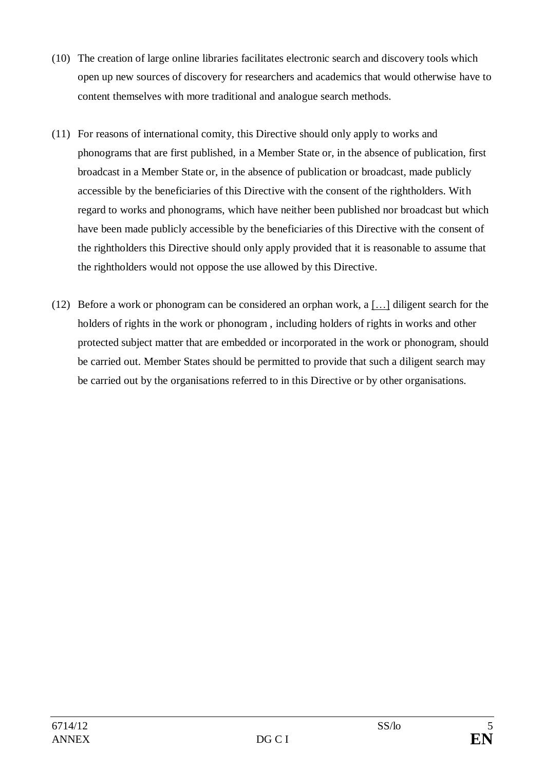(10) The creation of large online libraries facilitates electronic search and discovery tools which open up new sources of discovery for researchers and academics that would otherwise have to content themselves with more traditional and analogue search methods.

(11) For reasons of international comity, this Directive should only apply to works and phonograms that are first published, in a Member State or, in the absence of publication, first broadcast in a Member State or, in the absence of publication or broadcast, made publicly accessible by the beneficiaries of this Directive with the consent of the rightholders. With regard to works and phonograms, which have neither been published nor broadcast but which have been made publicly accessible by the beneficiaries of this Directive with the consent of the rightholders this Directive should only apply provided that it is reasonable to assume that the rightholders would not oppose the use allowed by this Directive.

(12) Before a work or phonogram can be considered an orphan work, a […] diligent search for the holders of rights in the work or phonogram , including holders of rights in works and other protected subject matter that are embedded or incorporated in the work or phonogram, should be carried out. Member States should be permitted to provide that such a diligent search may be carried out by the organisations referred to in this Directive or by other organisations.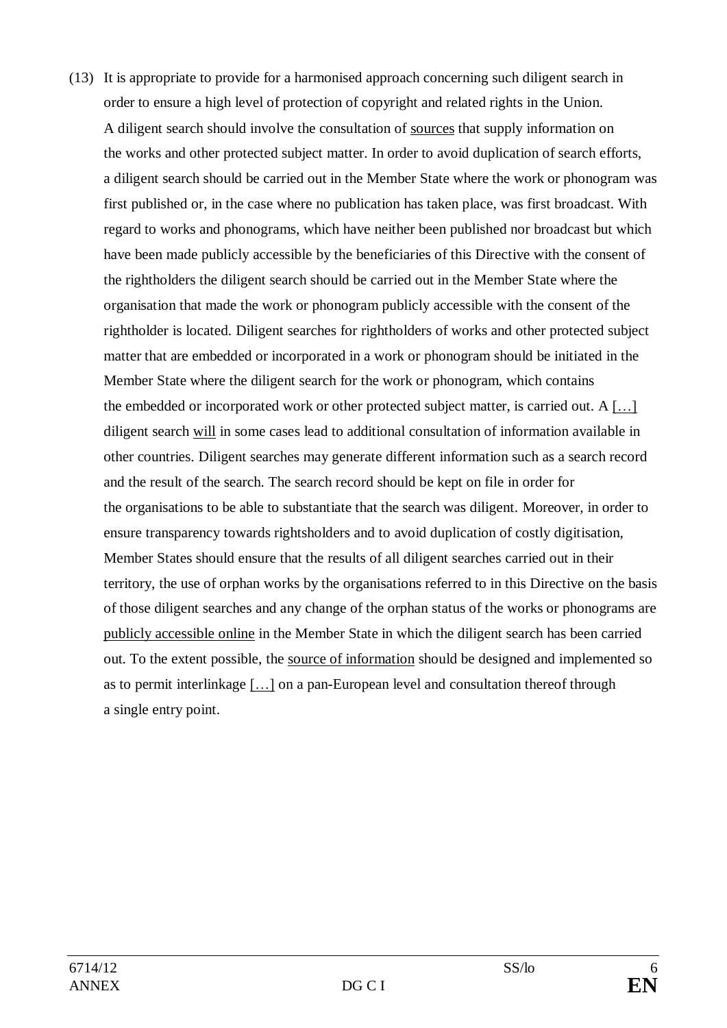(13) It is appropriate to provide for a harmonised approach concerning such diligent search in order to ensure a high level of protection of copyright and related rights in the Union. A diligent search should involve the consultation of sources that supply information on the works and other protected subject matter. In order to avoid duplication of search efforts, a diligent search should be carried out in the Member State where the work or phonogram was first published or, in the case where no publication has taken place, was first broadcast. With regard to works and phonograms, which have neither been published nor broadcast but which have been made publicly accessible by the beneficiaries of this Directive with the consent of the rightholders the diligent search should be carried out in the Member State where the organisation that made the work or phonogram publicly accessible with the consent of the rightholder is located. Diligent searches for rightholders of works and other protected subject matter that are embedded or incorporated in a work or phonogram should be initiated in the Member State where the diligent search for the work or phonogram, which contains the embedded or incorporated work or other protected subject matter, is carried out. A […] diligent search will in some cases lead to additional consultation of information available in other countries. Diligent searches may generate different information such as a search record and the result of the search. The search record should be kept on file in order for the organisations to be able to substantiate that the search was diligent. Moreover, in order to ensure transparency towards rightsholders and to avoid duplication of costly digitisation, Member States should ensure that the results of all diligent searches carried out in their territory, the use of orphan works by the organisations referred to in this Directive on the basis of those diligent searches and any change of the orphan status of the works or phonograms are publicly accessible online in the Member State in which the diligent search has been carried out. To the extent possible, the source of information should be designed and implemented so as to permit interlinkage […] on a pan-European level and consultation thereof through a single entry point.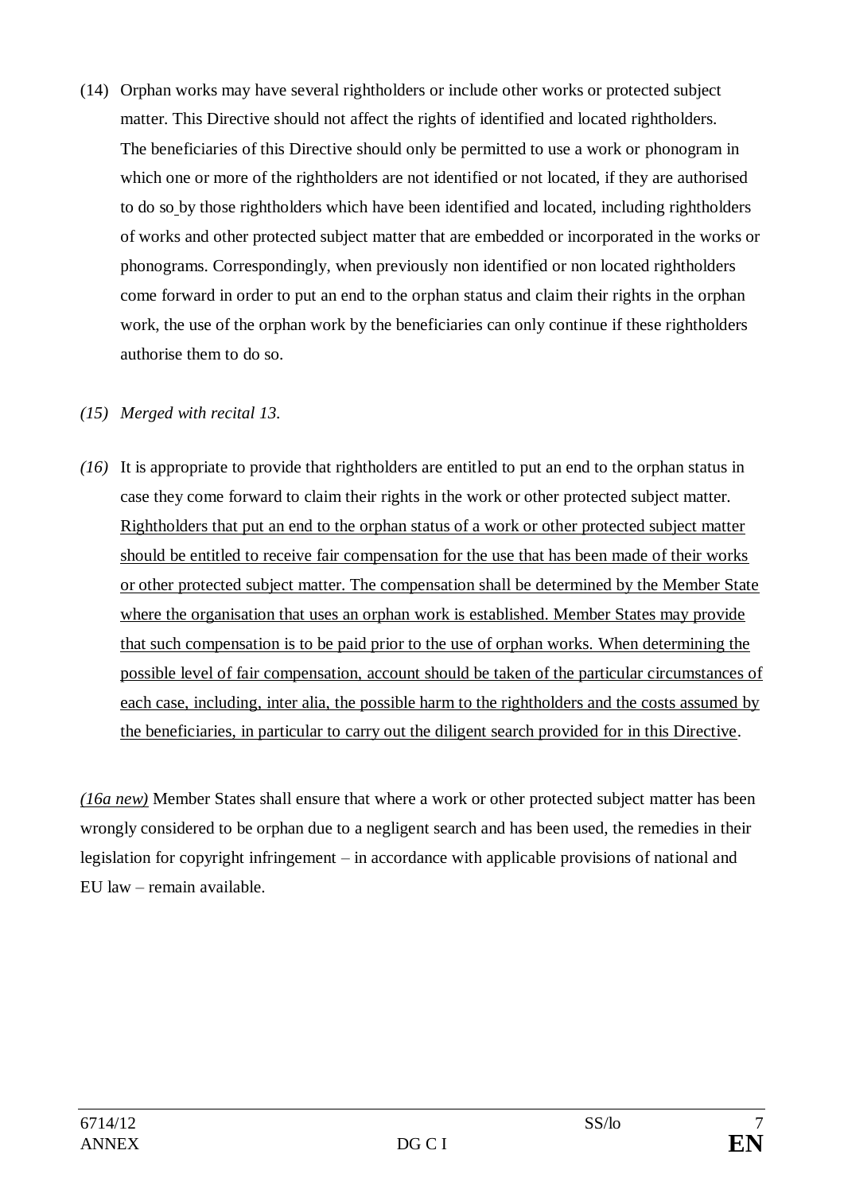(14) Orphan works may have several rightholders or include other works or protected subject matter. This Directive should not affect the rights of identified and located rightholders. The beneficiaries of this Directive should only be permitted to use a work or phonogram in which one or more of the rightholders are not identified or not located, if they are authorised to do so by those rightholders which have been identified and located, including rightholders of works and other protected subject matter that are embedded or incorporated in the works or phonograms. Correspondingly, when previously non identified or non located rightholders come forward in order to put an end to the orphan status and claim their rights in the orphan work, the use of the orphan work by the beneficiaries can only continue if these rightholders authorise them to do so.

*(15) Merged with recital 13.*

*(16)* It is appropriate to provide that rightholders are entitled to put an end to the orphan status in case they come forward to claim their rights in the work or other protected subject matter. <u>Rightholders that put an end to the orphan status of a work or other protected subject matter should be entitled to receive fair compensation for the use that has been made of their works or other protected subject matter. The compensation shall be determined by the Member State where the organisation that uses an orphan work is established. Member States may provide that such compensation is to be paid prior to the use of orphan works. When determining the possible level of fair compensation, account should be taken of the particular circumstances of each case, including, inter alia, the possible harm to the rightholders and the costs assumed by the beneficiaries, in particular to carry out the diligent search provided for in this Directive</u>.

<u>*(16a new)*</u> Member States shall ensure that where a work or other protected subject matter has been wrongly considered to be orphan due to a negligent search and has been used, the remedies in their legislation for copyright infringement – in accordance with applicable provisions of national and EU law – remain available.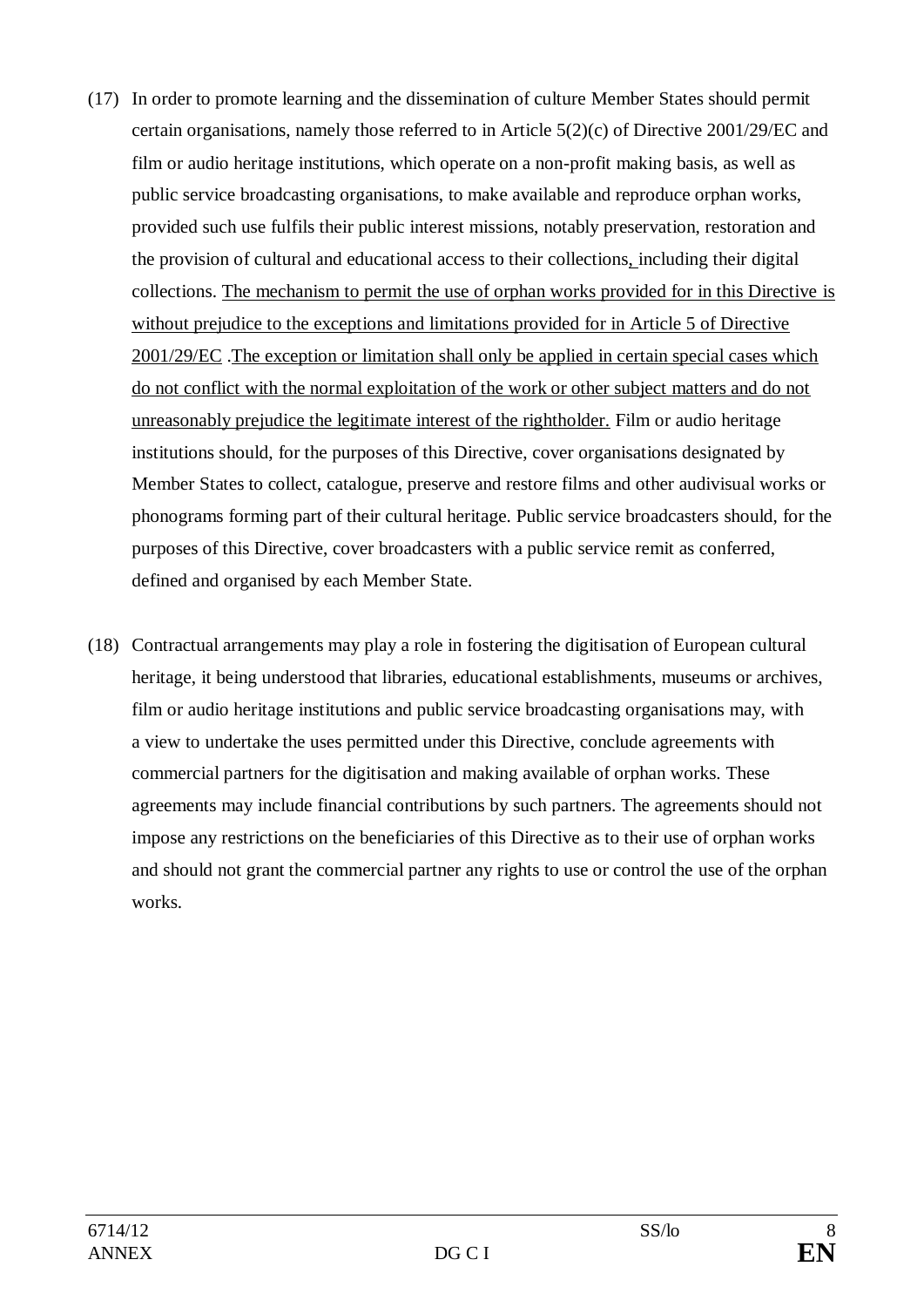(17) In order to promote learning and the dissemination of culture Member States should permit certain organisations, namely those referred to in Article 5(2)(c) of Directive 2001/29/EC and film or audio heritage institutions, which operate on a non-profit making basis, as well as public service broadcasting organisations, to make available and reproduce orphan works, provided such use fulfils their public interest missions, notably preservation, restoration and the provision of cultural and educational access to their collections, including their digital collections. <u>The mechanism to permit the use of orphan works provided for in this Directive is without prejudice to the exceptions and limitations provided for in Article 5 of Directive 2001/29/EC</u> .<u>The exception or limitation shall only be applied in certain special cases which do not conflict with the normal exploitation of the work or other subject matters and do not unreasonably prejudice the legitimate interest of the rightholder.</u> Film or audio heritage institutions should, for the purposes of this Directive, cover organisations designated by Member States to collect, catalogue, preserve and restore films and other audivisual works or phonograms forming part of their cultural heritage. Public service broadcasters should, for the purposes of this Directive, cover broadcasters with a public service remit as conferred, defined and organised by each Member State.

(18) Contractual arrangements may play a role in fostering the digitisation of European cultural heritage, it being understood that libraries, educational establishments, museums or archives, film or audio heritage institutions and public service broadcasting organisations may, with a view to undertake the uses permitted under this Directive, conclude agreements with commercial partners for the digitisation and making available of orphan works. These agreements may include financial contributions by such partners. The agreements should not impose any restrictions on the beneficiaries of this Directive as to their use of orphan works and should not grant the commercial partner any rights to use or control the use of the orphan works.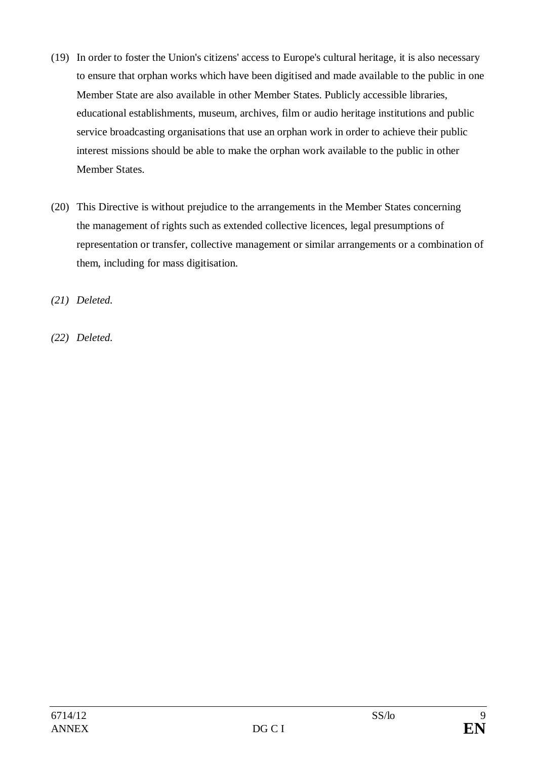(19) In order to foster the Union's citizens' access to Europe's cultural heritage, it is also necessary to ensure that orphan works which have been digitised and made available to the public in one Member State are also available in other Member States. Publicly accessible libraries, educational establishments, museum, archives, film or audio heritage institutions and public service broadcasting organisations that use an orphan work in order to achieve their public interest missions should be able to make the orphan work available to the public in other Member States.

(20) This Directive is without prejudice to the arrangements in the Member States concerning the management of rights such as extended collective licences, legal presumptions of representation or transfer, collective management or similar arrangements or a combination of them, including for mass digitisation.

*(21) Deleted.*

*(22) Deleted.*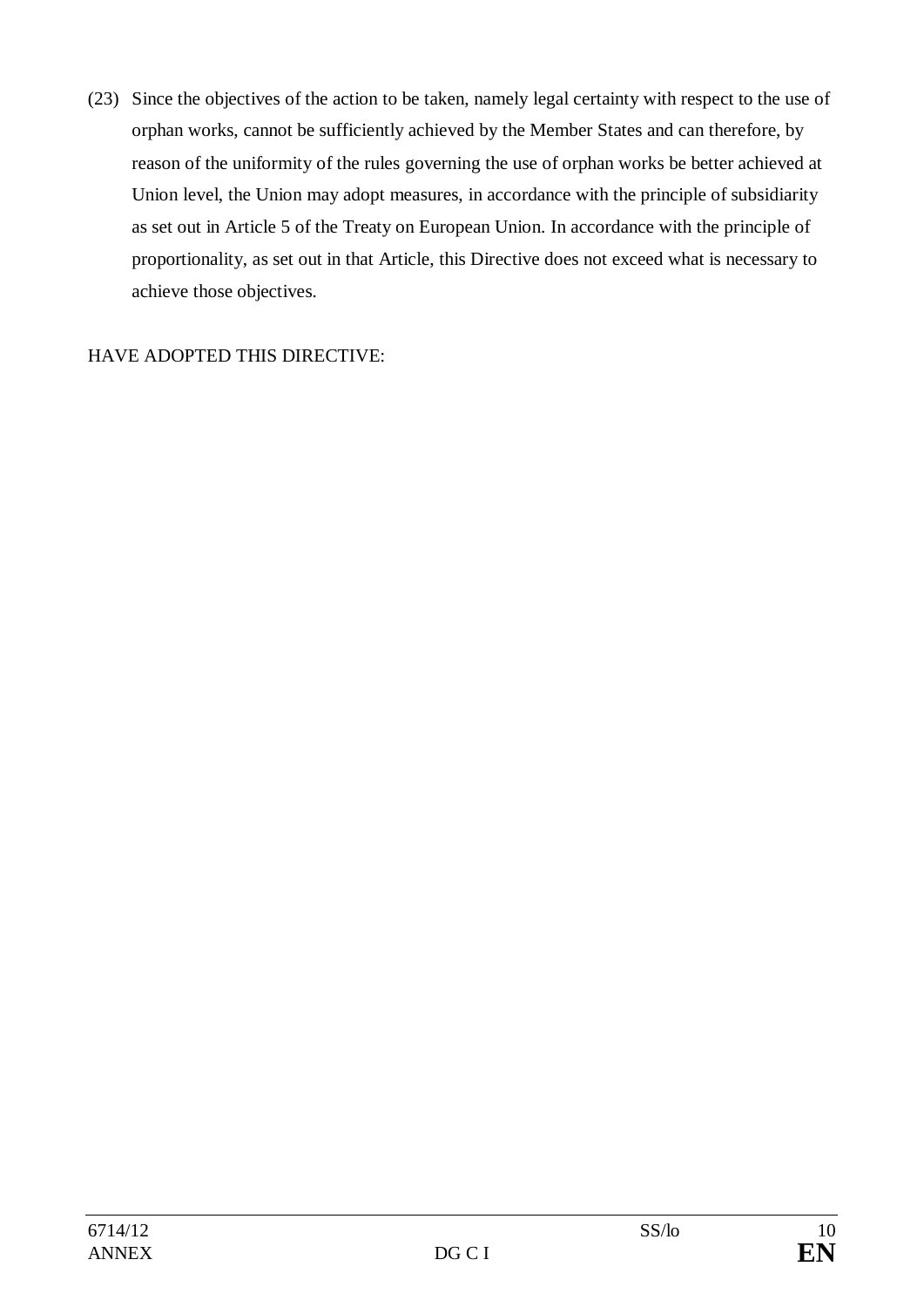(23) Since the objectives of the action to be taken, namely legal certainty with respect to the use of orphan works, cannot be sufficiently achieved by the Member States and can therefore, by reason of the uniformity of the rules governing the use of orphan works be better achieved at Union level, the Union may adopt measures, in accordance with the principle of subsidiarity as set out in Article 5 of the Treaty on European Union. In accordance with the principle of proportionality, as set out in that Article, this Directive does not exceed what is necessary to achieve those objectives.

HAVE ADOPTED THIS DIRECTIVE: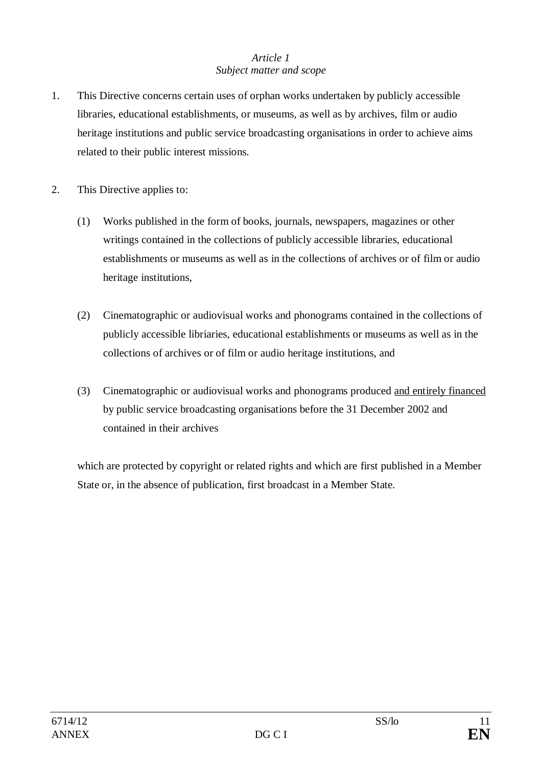*Article 1*
*Subject matter and scope*

1. This Directive concerns certain uses of orphan works undertaken by publicly accessible libraries, educational establishments, or museums, as well as by archives, film or audio heritage institutions and public service broadcasting organisations in order to achieve aims related to their public interest missions.

2. This Directive applies to:

   (1) Works published in the form of books, journals, newspapers, magazines or other writings contained in the collections of publicly accessible libraries, educational establishments or museums as well as in the collections of archives or of film or audio heritage institutions,

   (2) Cinematographic or audiovisual works and phonograms contained in the collections of publicly accessible libriaries, educational establishments or museums as well as in the collections of archives or of film or audio heritage institutions, and

   (3) Cinematographic or audiovisual works and phonograms produced <u>and entirely financed</u> by public service broadcasting organisations before the 31 December 2002 and contained in their archives

   which are protected by copyright or related rights and which are first published in a Member State or, in the absence of publication, first broadcast in a Member State.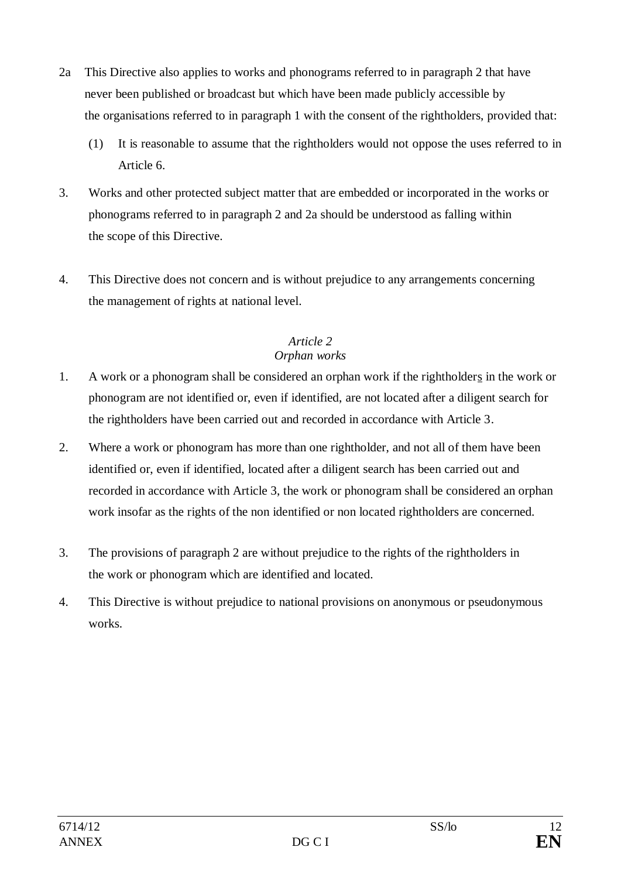2a This Directive also applies to works and phonograms referred to in paragraph 2 that have never been published or broadcast but which have been made publicly accessible by the organisations referred to in paragraph 1 with the consent of the rightholders, provided that:

(1) It is reasonable to assume that the rightholders would not oppose the uses referred to in Article 6.

3. Works and other protected subject matter that are embedded or incorporated in the works or phonograms referred to in paragraph 2 and 2a should be understood as falling within the scope of this Directive.

4. This Directive does not concern and is without prejudice to any arrangements concerning the management of rights at national level.

*Article 2*
*Orphan works*

1. A work or a phonogram shall be considered an orphan work if the rightholders in the work or phonogram are not identified or, even if identified, are not located after a diligent search for the rightholders have been carried out and recorded in accordance with Article 3.

2. Where a work or phonogram has more than one rightholder, and not all of them have been identified or, even if identified, located after a diligent search has been carried out and recorded in accordance with Article 3, the work or phonogram shall be considered an orphan work insofar as the rights of the non identified or non located rightholders are concerned.

3. The provisions of paragraph 2 are without prejudice to the rights of the rightholders in the work or phonogram which are identified and located.

4. This Directive is without prejudice to national provisions on anonymous or pseudonymous works.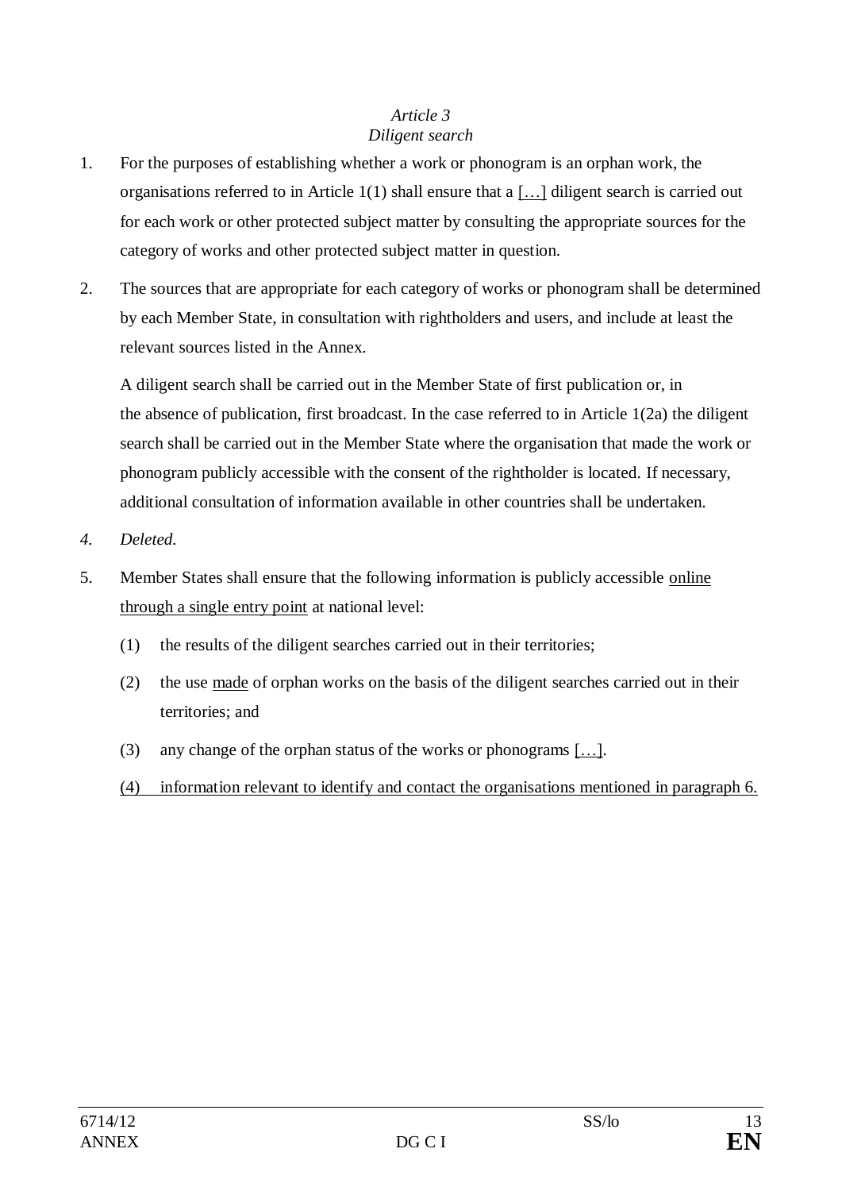*Article 3*
*Diligent search*

1. For the purposes of establishing whether a work or phonogram is an orphan work, the organisations referred to in Article 1(1) shall ensure that a […] diligent search is carried out for each work or other protected subject matter by consulting the appropriate sources for the category of works and other protected subject matter in question.

2. The sources that are appropriate for each category of works or phonogram shall be determined by each Member State, in consultation with rightholders and users, and include at least the relevant sources listed in the Annex.

   A diligent search shall be carried out in the Member State of first publication or, in the absence of publication, first broadcast. In the case referred to in Article 1(2a) the diligent search shall be carried out in the Member State where the organisation that made the work or phonogram publicly accessible with the consent of the rightholder is located. If necessary, additional consultation of information available in other countries shall be undertaken.

*4. Deleted.*

5. Member States shall ensure that the following information is publicly accessible online through a single entry point at national level:

   (1) the results of the diligent searches carried out in their territories;

   (2) the use made of orphan works on the basis of the diligent searches carried out in their territories; and

   (3) any change of the orphan status of the works or phonograms […].

   (4) information relevant to identify and contact the organisations mentioned in paragraph 6.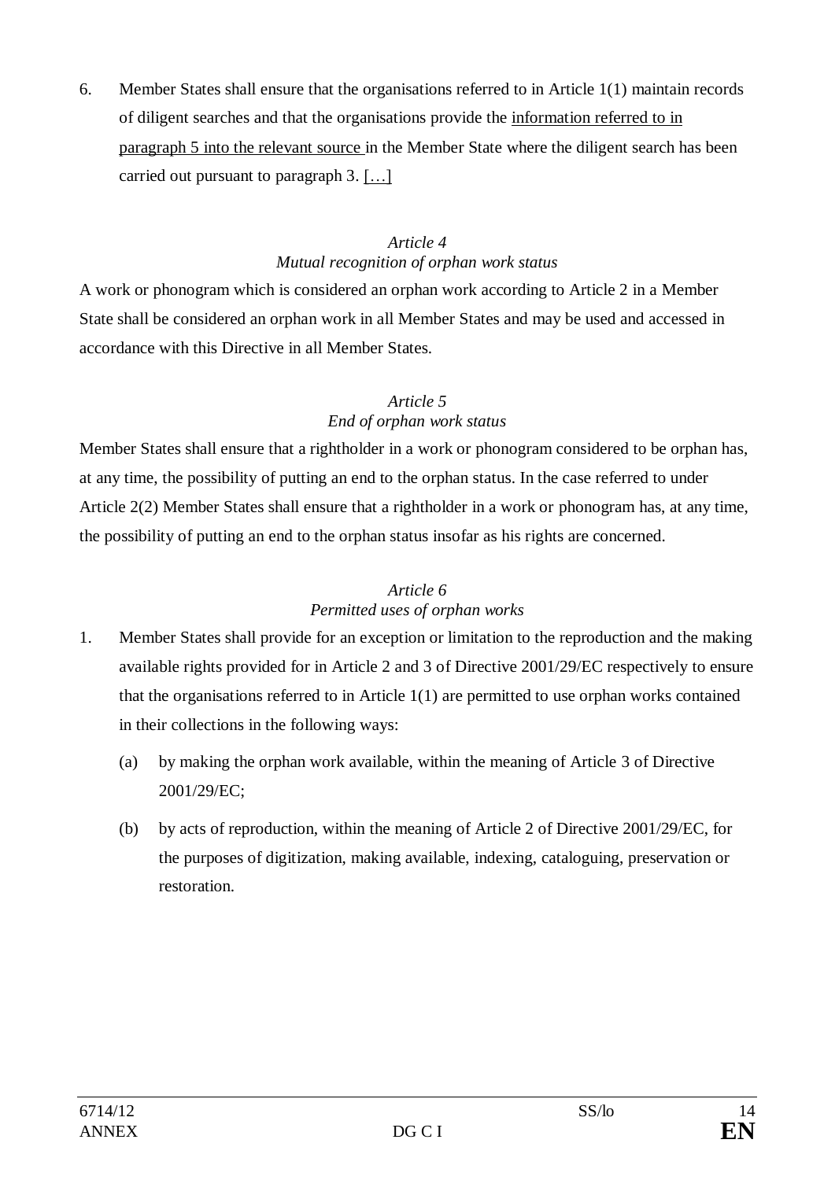6. Member States shall ensure that the organisations referred to in Article 1(1) maintain records of diligent searches and that the organisations provide the <u>information referred to in paragraph 5 into the relevant source</u> in the Member State where the diligent search has been carried out pursuant to paragraph 3. <u>[…]</u>

*Article 4*
*Mutual recognition of orphan work status*

A work or phonogram which is considered an orphan work according to Article 2 in a Member State shall be considered an orphan work in all Member States and may be used and accessed in accordance with this Directive in all Member States.

*Article 5*
*End of orphan work status*

Member States shall ensure that a rightholder in a work or phonogram considered to be orphan has, at any time, the possibility of putting an end to the orphan status. In the case referred to under Article 2(2) Member States shall ensure that a rightholder in a work or phonogram has, at any time, the possibility of putting an end to the orphan status insofar as his rights are concerned.

*Article 6*
*Permitted uses of orphan works*

1. Member States shall provide for an exception or limitation to the reproduction and the making available rights provided for in Article 2 and 3 of Directive 2001/29/EC respectively to ensure that the organisations referred to in Article 1(1) are permitted to use orphan works contained in their collections in the following ways:

   (a) by making the orphan work available, within the meaning of Article 3 of Directive 2001/29/EC;

   (b) by acts of reproduction, within the meaning of Article 2 of Directive 2001/29/EC, for the purposes of digitization, making available, indexing, cataloguing, preservation or restoration.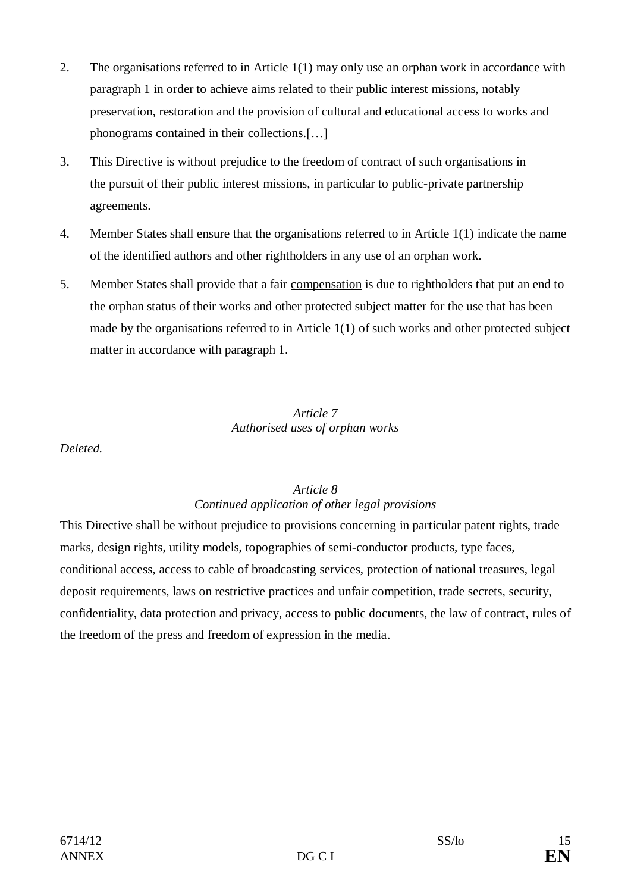2. The organisations referred to in Article 1(1) may only use an orphan work in accordance with paragraph 1 in order to achieve aims related to their public interest missions, notably preservation, restoration and the provision of cultural and educational access to works and phonograms contained in their collections.[…]

3. This Directive is without prejudice to the freedom of contract of such organisations in the pursuit of their public interest missions, in particular to public-private partnership agreements.

4. Member States shall ensure that the organisations referred to in Article 1(1) indicate the name of the identified authors and other rightholders in any use of an orphan work.

5. Member States shall provide that a fair compensation is due to rightholders that put an end to the orphan status of their works and other protected subject matter for the use that has been made by the organisations referred to in Article 1(1) of such works and other protected subject matter in accordance with paragraph 1.

*Article 7*
*Authorised uses of orphan works*

*Deleted.*

*Article 8*
*Continued application of other legal provisions*

This Directive shall be without prejudice to provisions concerning in particular patent rights, trade marks, design rights, utility models, topographies of semi-conductor products, type faces, conditional access, access to cable of broadcasting services, protection of national treasures, legal deposit requirements, laws on restrictive practices and unfair competition, trade secrets, security, confidentiality, data protection and privacy, access to public documents, the law of contract, rules of the freedom of the press and freedom of expression in the media.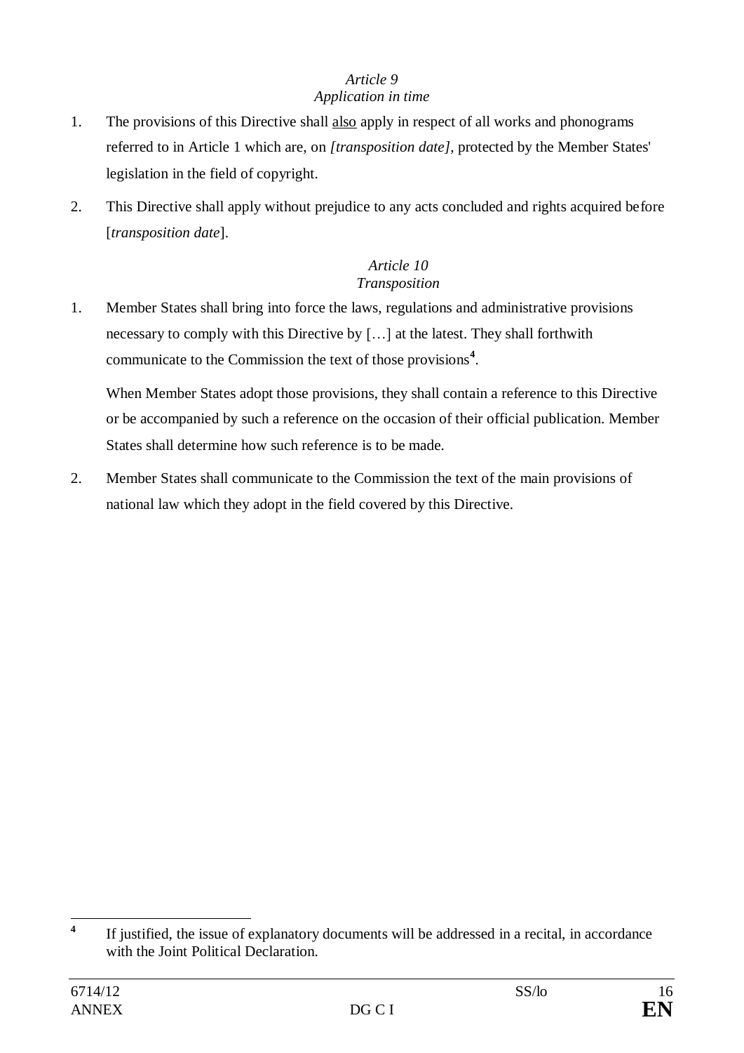*Article 9*
*Application in time*

1. The provisions of this Directive shall also apply in respect of all works and phonograms referred to in Article 1 which are, on *[transposition date]*, protected by the Member States' legislation in the field of copyright.

2. This Directive shall apply without prejudice to any acts concluded and rights acquired before [*transposition date*].

*Article 10*
*Transposition*

1. Member States shall bring into force the laws, regulations and administrative provisions necessary to comply with this Directive by […] at the latest. They shall forthwith communicate to the Commission the text of those provisions[4].

   When Member States adopt those provisions, they shall contain a reference to this Directive or be accompanied by such a reference on the occasion of their official publication. Member States shall determine how such reference is to be made.

2. Member States shall communicate to the Commission the text of the main provisions of national law which they adopt in the field covered by this Directive.

---

[4] If justified, the issue of explanatory documents will be addressed in a recital, in accordance with the Joint Political Declaration.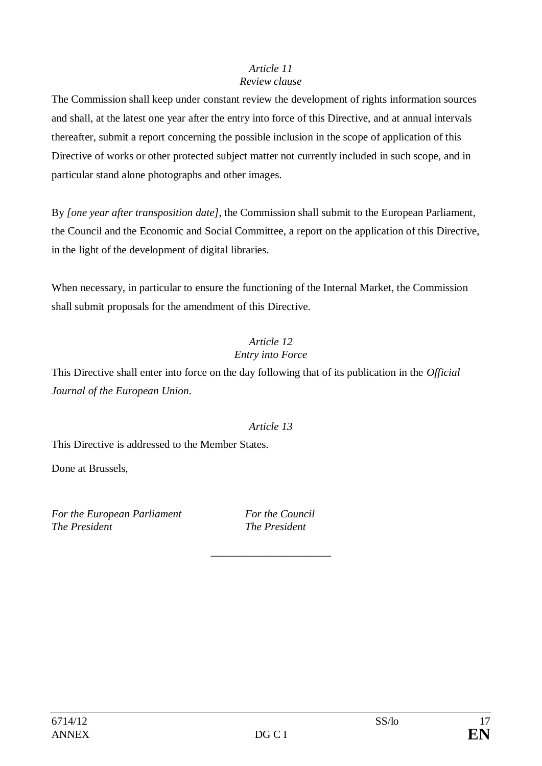*Article 11*
*Review clause*

The Commission shall keep under constant review the development of rights information sources and shall, at the latest one year after the entry into force of this Directive, and at annual intervals thereafter, submit a report concerning the possible inclusion in the scope of application of this Directive of works or other protected subject matter not currently included in such scope, and in particular stand alone photographs and other images.

By *[one year after transposition date]*, the Commission shall submit to the European Parliament, the Council and the Economic and Social Committee, a report on the application of this Directive, in the light of the development of digital libraries.

When necessary, in particular to ensure the functioning of the Internal Market, the Commission shall submit proposals for the amendment of this Directive.

*Article 12*
*Entry into Force*

This Directive shall enter into force on the day following that of its publication in the *Official Journal of the European Union*.

*Article 13*

This Directive is addressed to the Member States.

Done at Brussels,

*For the European Parliament*
*The President*

*For the Council*
*The President*

\_\_\_\_\_\_\_\_\_\_\_\_\_\_\_\_\_\_\_\_\_\_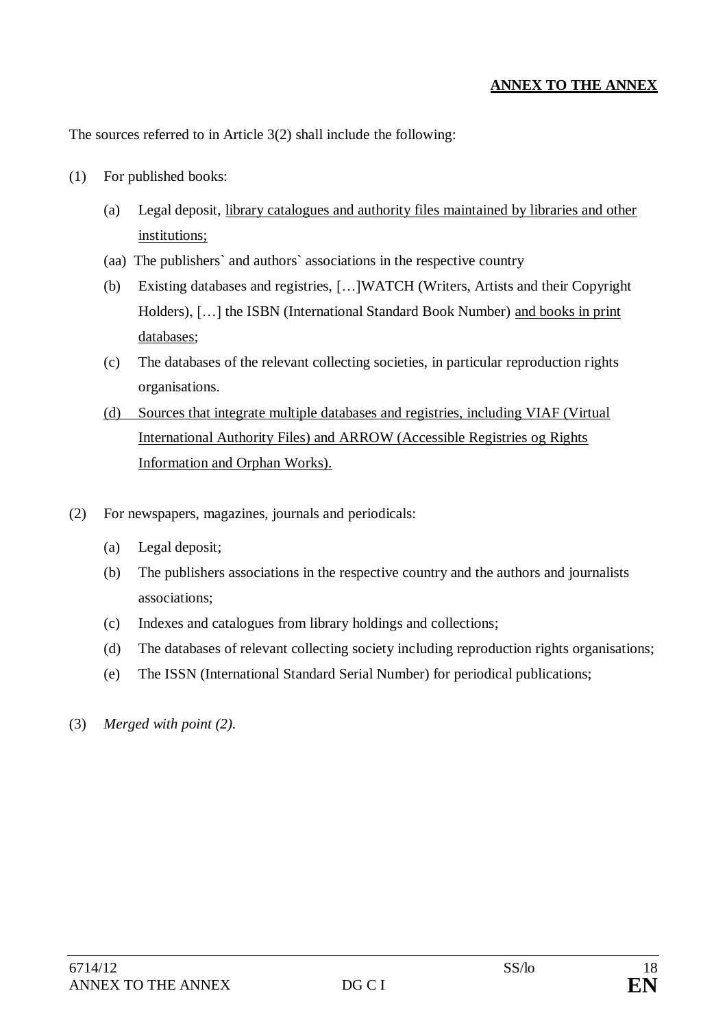**ANNEX TO THE ANNEX**

The sources referred to in Article 3(2) shall include the following:

(1) For published books:

- (a) Legal deposit, <u>library catalogues and authority files maintained by libraries and other institutions;</u>
- (aa) The publishers` and authors` associations in the respective country
- (b) Existing databases and registries, […]WATCH (Writers, Artists and their Copyright Holders), […] the ISBN (International Standard Book Number) <u>and books in print databases</u>;
- (c) The databases of the relevant collecting societies, in particular reproduction rights organisations.
- <u>(d) Sources that integrate multiple databases and registries, including VIAF (Virtual International Authority Files) and ARROW (Accessible Registries og Rights Information and Orphan Works).</u>

(2) For newspapers, magazines, journals and periodicals:

- (a) Legal deposit;
- (b) The publishers associations in the respective country and the authors and journalists associations;
- (c) Indexes and catalogues from library holdings and collections;
- (d) The databases of relevant collecting society including reproduction rights organisations;
- (e) The ISSN (International Standard Serial Number) for periodical publications;

(3) *Merged with point (2).*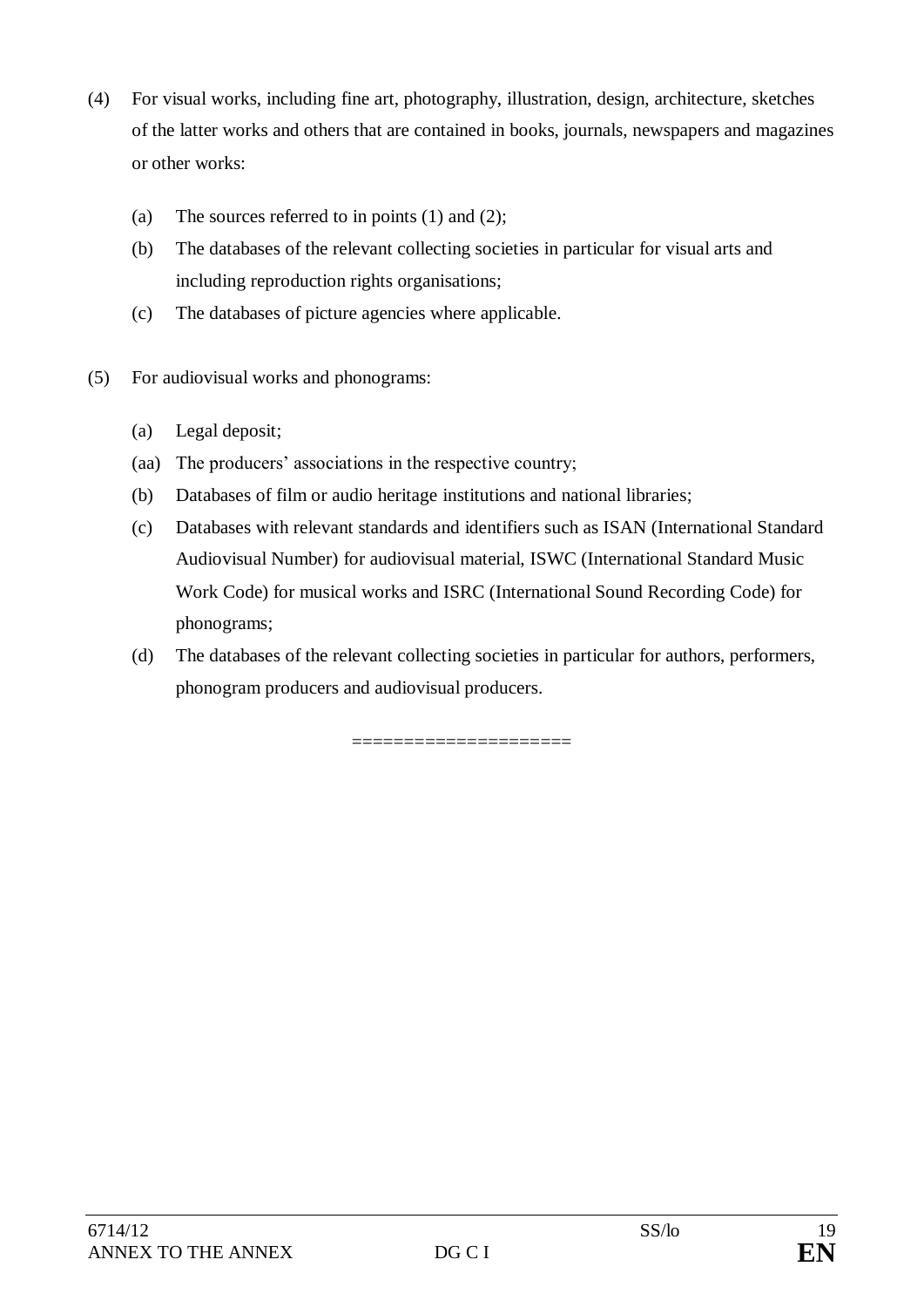(4) For visual works, including fine art, photography, illustration, design, architecture, sketches of the latter works and others that are contained in books, journals, newspapers and magazines or other works:

   (a) The sources referred to in points (1) and (2);

   (b) The databases of the relevant collecting societies in particular for visual arts and including reproduction rights organisations;

   (c) The databases of picture agencies where applicable.

(5) For audiovisual works and phonograms:

   (a) Legal deposit;

   (aa) The producers' associations in the respective country;

   (b) Databases of film or audio heritage institutions and national libraries;

   (c) Databases with relevant standards and identifiers such as ISAN (International Standard Audiovisual Number) for audiovisual material, ISWC (International Standard Music Work Code) for musical works and ISRC (International Sound Recording Code) for phonograms;

   (d) The databases of the relevant collecting societies in particular for authors, performers, phonogram producers and audiovisual producers.

====================